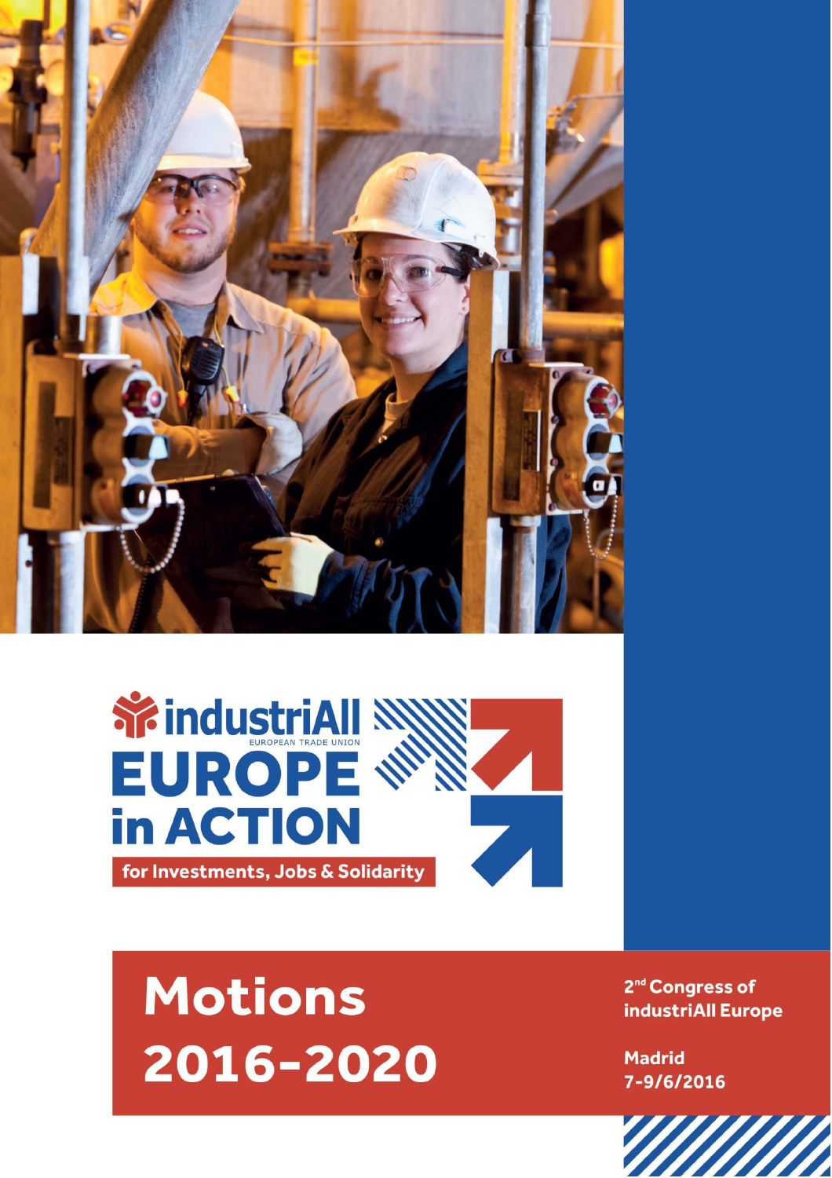industriAll
EUROPEAN TRADE UNION

**EUROPE in ACTION**

for Investments, Jobs & Solidarity

# Motions 2016-2020

**2nd Congress of industriAll Europe**

**Madrid**
**7-9/6/2016**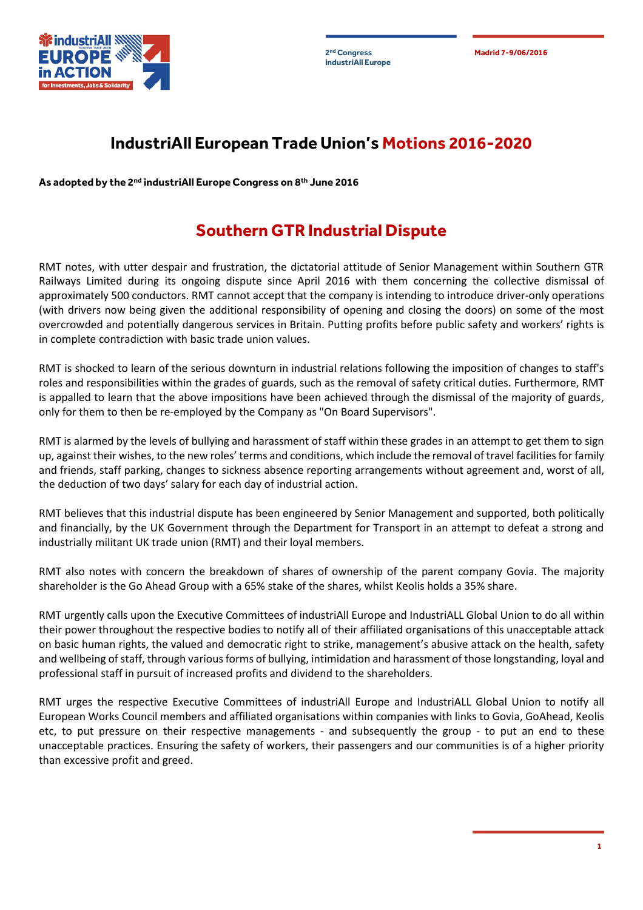# IndustriAll European Trade Union's Motions 2016-2020

**As adopted by the 2nd industriAll Europe Congress on 8th June 2016**

## Southern GTR Industrial Dispute

RMT notes, with utter despair and frustration, the dictatorial attitude of Senior Management within Southern GTR Railways Limited during its ongoing dispute since April 2016 with them concerning the collective dismissal of approximately 500 conductors. RMT cannot accept that the company is intending to introduce driver-only operations (with drivers now being given the additional responsibility of opening and closing the doors) on some of the most overcrowded and potentially dangerous services in Britain. Putting profits before public safety and workers' rights is in complete contradiction with basic trade union values.

RMT is shocked to learn of the serious downturn in industrial relations following the imposition of changes to staff's roles and responsibilities within the grades of guards, such as the removal of safety critical duties. Furthermore, RMT is appalled to learn that the above impositions have been achieved through the dismissal of the majority of guards, only for them to then be re-employed by the Company as "On Board Supervisors".

RMT is alarmed by the levels of bullying and harassment of staff within these grades in an attempt to get them to sign up, against their wishes, to the new roles' terms and conditions, which include the removal of travel facilities for family and friends, staff parking, changes to sickness absence reporting arrangements without agreement and, worst of all, the deduction of two days' salary for each day of industrial action.

RMT believes that this industrial dispute has been engineered by Senior Management and supported, both politically and financially, by the UK Government through the Department for Transport in an attempt to defeat a strong and industrially militant UK trade union (RMT) and their loyal members.

RMT also notes with concern the breakdown of shares of ownership of the parent company Govia. The majority shareholder is the Go Ahead Group with a 65% stake of the shares, whilst Keolis holds a 35% share.

RMT urgently calls upon the Executive Committees of industriAll Europe and IndustriALL Global Union to do all within their power throughout the respective bodies to notify all of their affiliated organisations of this unacceptable attack on basic human rights, the valued and democratic right to strike, management's abusive attack on the health, safety and wellbeing of staff, through various forms of bullying, intimidation and harassment of those longstanding, loyal and professional staff in pursuit of increased profits and dividend to the shareholders.

RMT urges the respective Executive Committees of industriAll Europe and IndustriALL Global Union to notify all European Works Council members and affiliated organisations within companies with links to Govia, GoAhead, Keolis etc, to put pressure on their respective managements - and subsequently the group - to put an end to these unacceptable practices. Ensuring the safety of workers, their passengers and our communities is of a higher priority than excessive profit and greed.